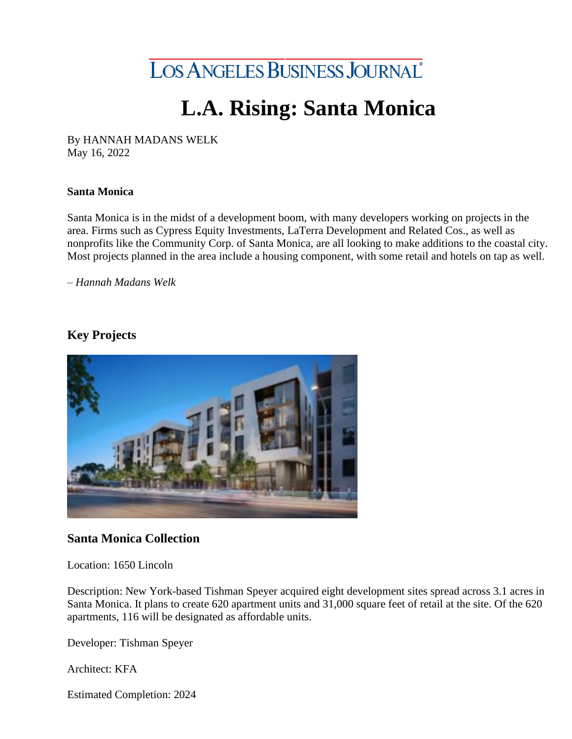Los Angeles Business Journal

# L.A. Rising: Santa Monica

By HANNAH MADANS WELK
May 16, 2022

**Santa Monica**

Santa Monica is in the midst of a development boom, with many developers working on projects in the area. Firms such as Cypress Equity Investments, LaTerra Development and Related Cos., as well as nonprofits like the Community Corp. of Santa Monica, are all looking to make additions to the coastal city. Most projects planned in the area include a housing component, with some retail and hotels on tap as well.

*– Hannah Madans Welk*

## Key Projects

### Santa Monica Collection

Location: 1650 Lincoln

Description: New York-based Tishman Speyer acquired eight development sites spread across 3.1 acres in Santa Monica. It plans to create 620 apartment units and 31,000 square feet of retail at the site. Of the 620 apartments, 116 will be designated as affordable units.

Developer: Tishman Speyer

Architect: KFA

Estimated Completion: 2024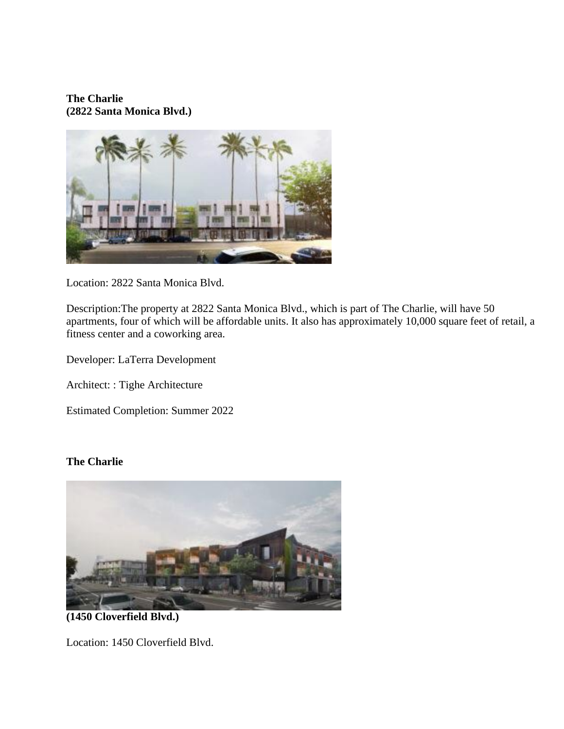**The Charlie**
**(2822 Santa Monica Blvd.)**

Location: 2822 Santa Monica Blvd.

Description:The property at 2822 Santa Monica Blvd., which is part of The Charlie, will have 50 apartments, four of which will be affordable units. It also has approximately 10,000 square feet of retail, a fitness center and a coworking area.

Developer: LaTerra Development

Architect: : Tighe Architecture

Estimated Completion: Summer 2022

**The Charlie**

**(1450 Cloverfield Blvd.)**

Location: 1450 Cloverfield Blvd.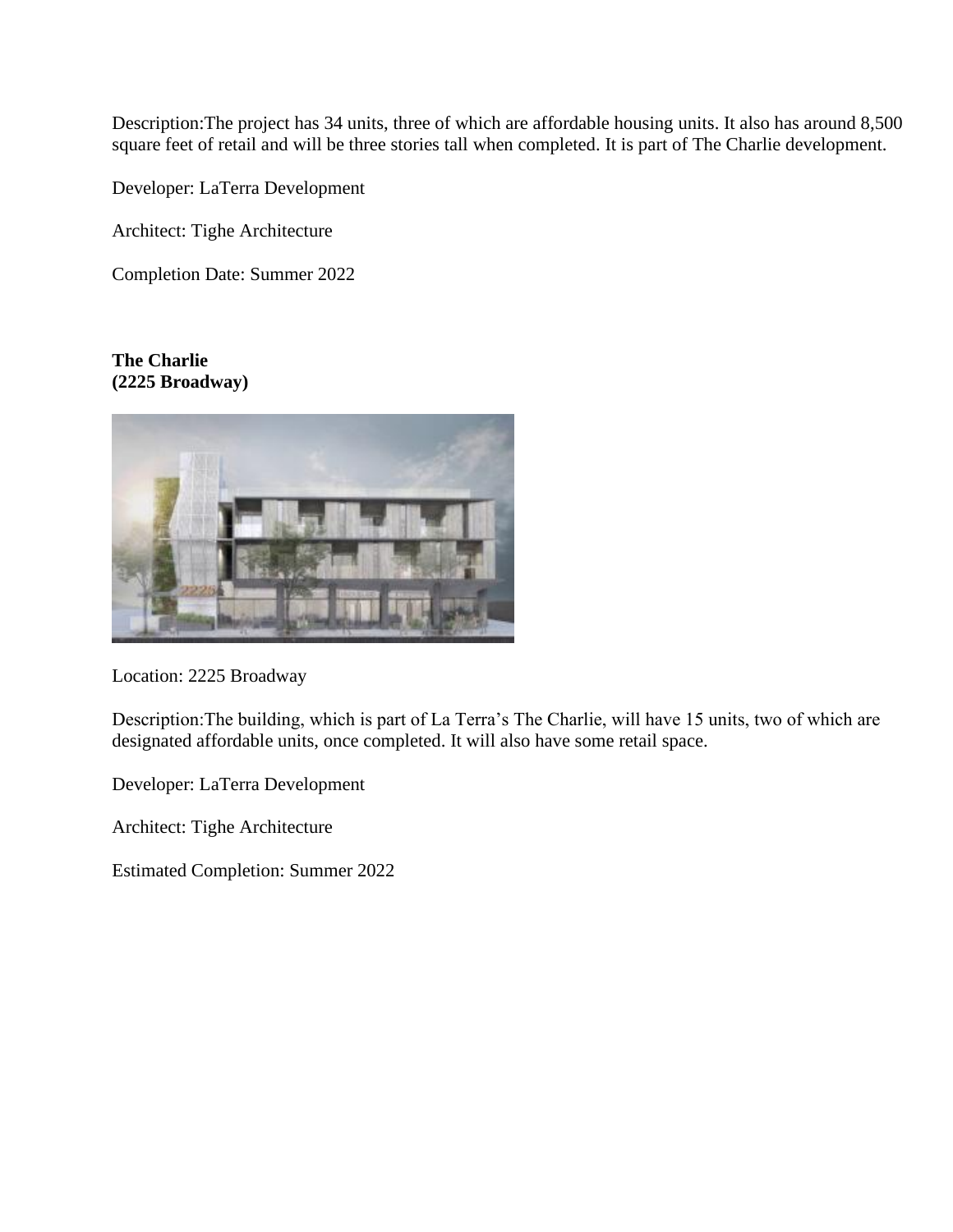Description:The project has 34 units, three of which are affordable housing units. It also has around 8,500 square feet of retail and will be three stories tall when completed. It is part of The Charlie development.

Developer: LaTerra Development

Architect: Tighe Architecture

Completion Date: Summer 2022

**The Charlie**
**(2225 Broadway)**

Location: 2225 Broadway

Description:The building, which is part of La Terra's The Charlie, will have 15 units, two of which are designated affordable units, once completed. It will also have some retail space.

Developer: LaTerra Development

Architect: Tighe Architecture

Estimated Completion: Summer 2022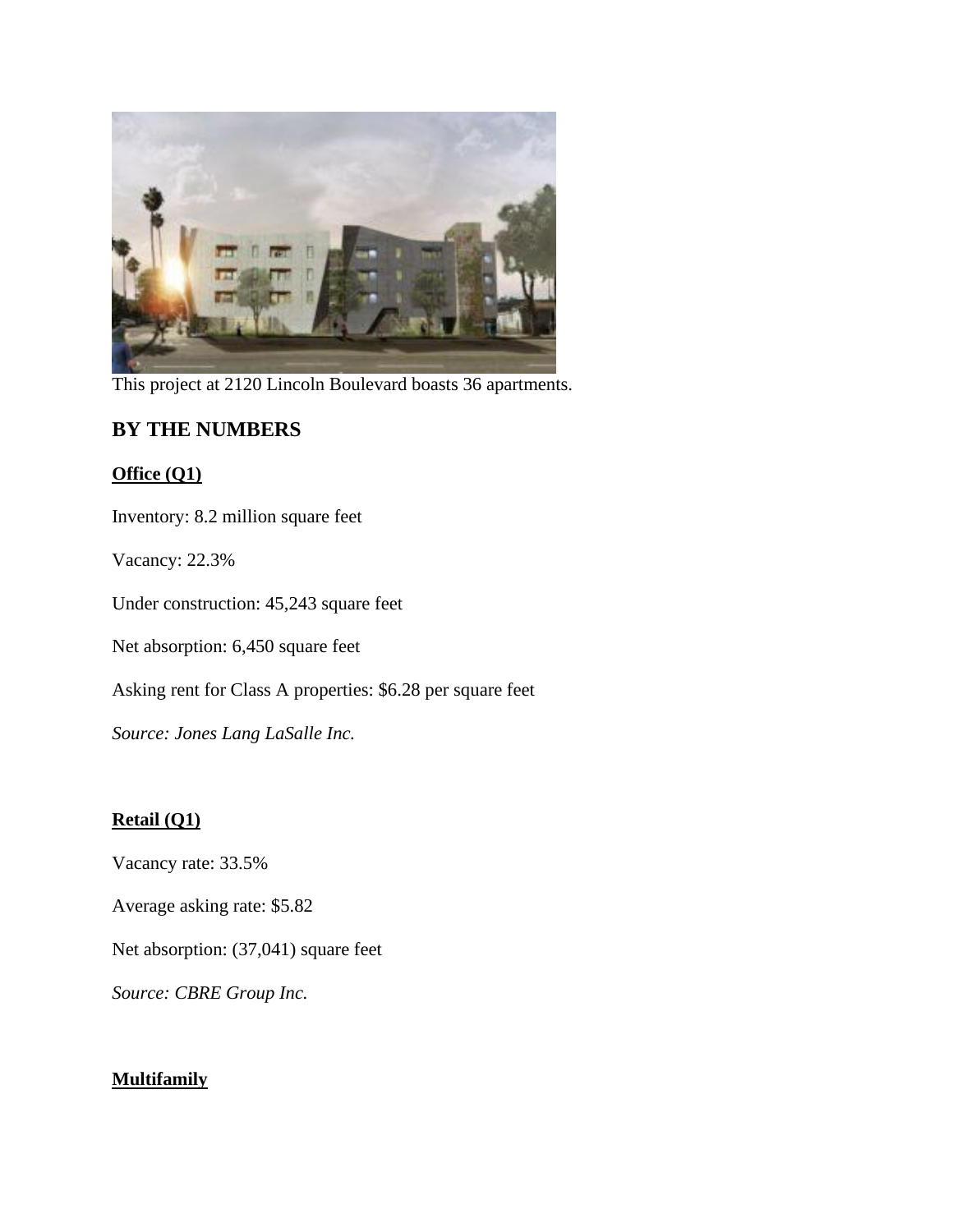This project at 2120 Lincoln Boulevard boasts 36 apartments.

## BY THE NUMBERS

**Office (Q1)**

Inventory: 8.2 million square feet

Vacancy: 22.3%

Under construction: 45,243 square feet

Net absorption: 6,450 square feet

Asking rent for Class A properties: $6.28 per square feet

*Source: Jones Lang LaSalle Inc.*

**Retail (Q1)**

Vacancy rate: 33.5%

Average asking rate: $5.82

Net absorption: (37,041) square feet

*Source: CBRE Group Inc.*

**Multifamily**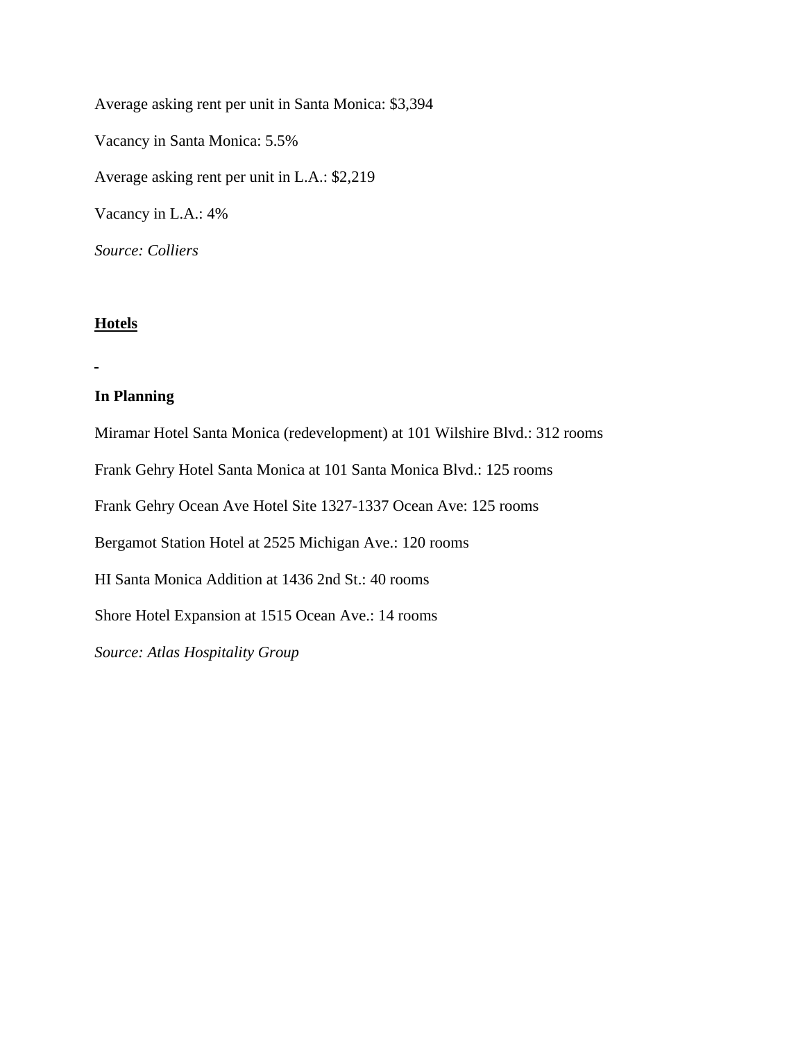Average asking rent per unit in Santa Monica: $3,394

Vacancy in Santa Monica: 5.5%

Average asking rent per unit in L.A.: $2,219

Vacancy in L.A.: 4%

*Source: Colliers*

**<u>Hotels</u>**

**In Planning**

Miramar Hotel Santa Monica (redevelopment) at 101 Wilshire Blvd.: 312 rooms

Frank Gehry Hotel Santa Monica at 101 Santa Monica Blvd.: 125 rooms

Frank Gehry Ocean Ave Hotel Site 1327-1337 Ocean Ave: 125 rooms

Bergamot Station Hotel at 2525 Michigan Ave.: 120 rooms

HI Santa Monica Addition at 1436 2nd St.: 40 rooms

Shore Hotel Expansion at 1515 Ocean Ave.: 14 rooms

*Source: Atlas Hospitality Group*